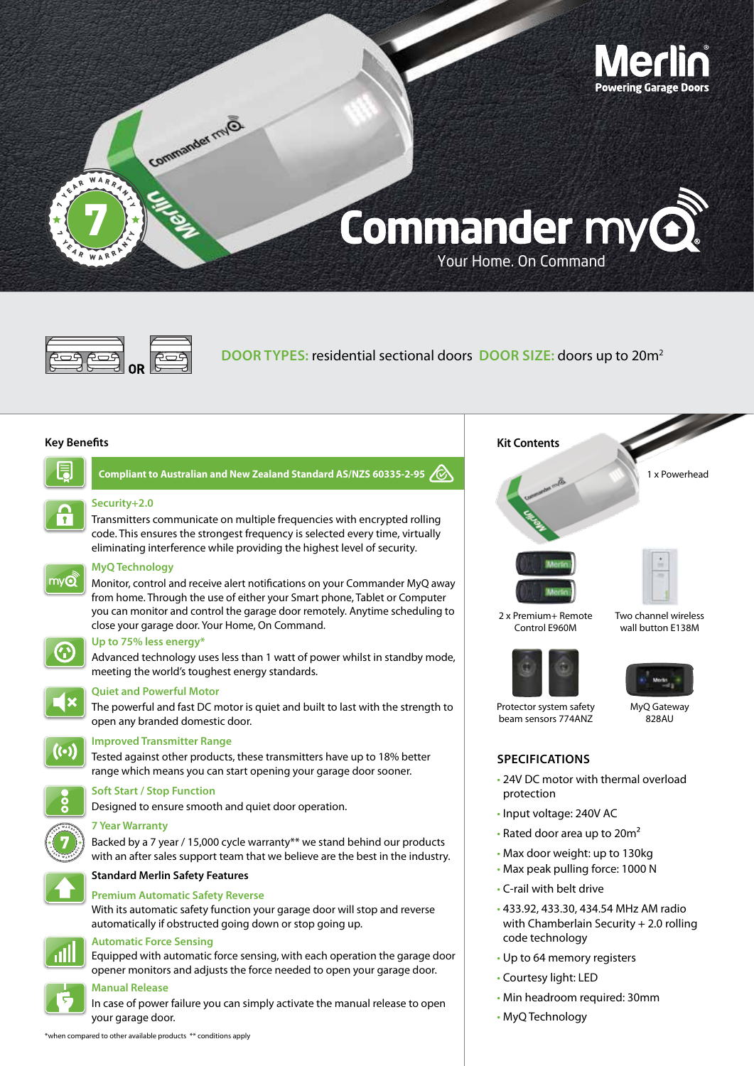# Merlin
Powering Garage Doors

# Commander myQ®

Your Home. On Command

**DOOR TYPES:** residential sectional doors **DOOR SIZE:** doors up to 20m$^2$

## Key Benefits

**Compliant to Australian and New Zealand Standard AS/NZS 60335-2-95**

### Security+2.0
Transmitters communicate on multiple frequencies with encrypted rolling code. This ensures the strongest frequency is selected every time, virtually eliminating interference while providing the highest level of security.

### MyQ Technology
Monitor, control and receive alert notifications on your Commander MyQ away from home. Through the use of either your Smart phone, Tablet or Computer you can monitor and control the garage door remotely. Anytime scheduling to close your garage door. Your Home, On Command.

### Up to 75% less energy*
Advanced technology uses less than 1 watt of power whilst in standby mode, meeting the world's toughest energy standards.

### Quiet and Powerful Motor
The powerful and fast DC motor is quiet and built to last with the strength to open any branded domestic door.

### Improved Transmitter Range
Tested against other products, these transmitters have up to 18% better range which means you can start opening your garage door sooner.

### Soft Start / Stop Function
Designed to ensure smooth and quiet door operation.

### 7 Year Warranty
Backed by a 7 year / 15,000 cycle warranty** we stand behind our products with an after sales support team that we believe are the best in the industry.

### Standard Merlin Safety Features

### Premium Automatic Safety Reverse
With its automatic safety function your garage door will stop and reverse automatically if obstructed going down or stop going up.

### Automatic Force Sensing
Equipped with automatic force sensing, with each operation the garage door opener monitors and adjusts the force needed to open your garage door.

### Manual Release
In case of power failure you can simply activate the manual release to open your garage door.

*when compared to other available products ** conditions apply

## Kit Contents

- 1 x Powerhead
- 2 x Premium+ Remote Control E960M
- Two channel wireless wall button E138M
- Protector system safety beam sensors 774ANZ
- MyQ Gateway 828AU

## SPECIFICATIONS

- 24V DC motor with thermal overload protection
- Input voltage: 240V AC
- Rated door area up to 20m$^2$
- Max door weight: up to 130kg
- Max peak pulling force: 1000 N
- C-rail with belt drive
- 433.92, 433.30, 434.54 MHz AM radio with Chamberlain Security + 2.0 rolling code technology
- Up to 64 memory registers
- Courtesy light: LED
- Min headroom required: 30mm
- MyQ Technology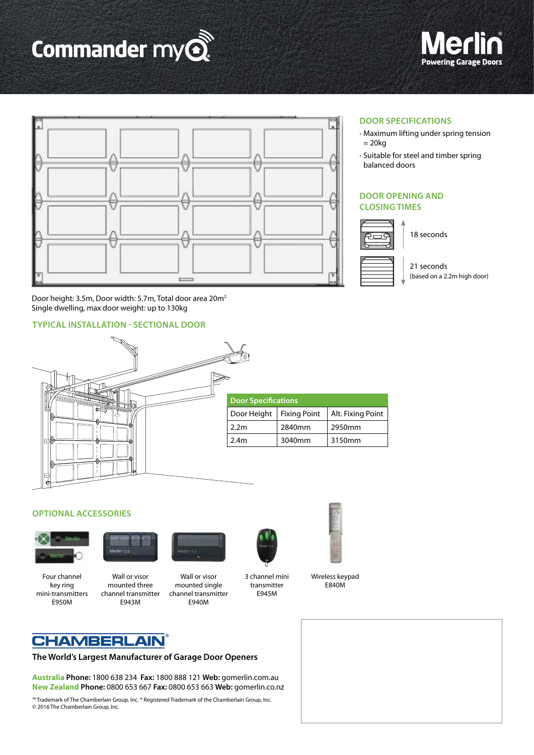Commander myQ

Merlin
Powering Garage Doors

Door height: 3.5m, Door width: 5.7m, Total door area $20m^2$
Single dwelling, max door weight: up to 130kg

## DOOR SPECIFICATIONS

- Maximum lifting under spring tension = 20kg
- Suitable for steel and timber spring balanced doors

## DOOR OPENING AND CLOSING TIMES

18 seconds

21 seconds
(based on a 2.2m high door)

## TYPICAL INSTALLATION - SECTIONAL DOOR

| Door Specifications | | |
|---|---|---|
| Door Height | Fixing Point | Alt. Fixing Point |
| 2.2m | 2840mm | 2950mm |
| 2.4m | 3040mm | 3150mm |

## OPTIONAL ACCESSORIES

- Four channel key ring mini-transmitters E950M
- Wall or visor mounted three channel transmitter E943M
- Wall or visor mounted single channel transmitter E940M
- 3 channel mini transmitter E945M
- Wireless keypad E840M

CHAMBERLAIN®

**The World's Largest Manufacturer of Garage Door Openers**

**Australia Phone:** 1800 638 234 **Fax:** 1800 888 121 **Web:** gomerlin.com.au
**New Zealand Phone:** 0800 653 667 **Fax:** 0800 653 663 **Web:** gomerlin.co.nz

™ Trademark of The Chamberlain Group, Inc. ® Registered Trademark of the Chamberlain Group, Inc.
© 2016 The Chamberlain Group, Inc.